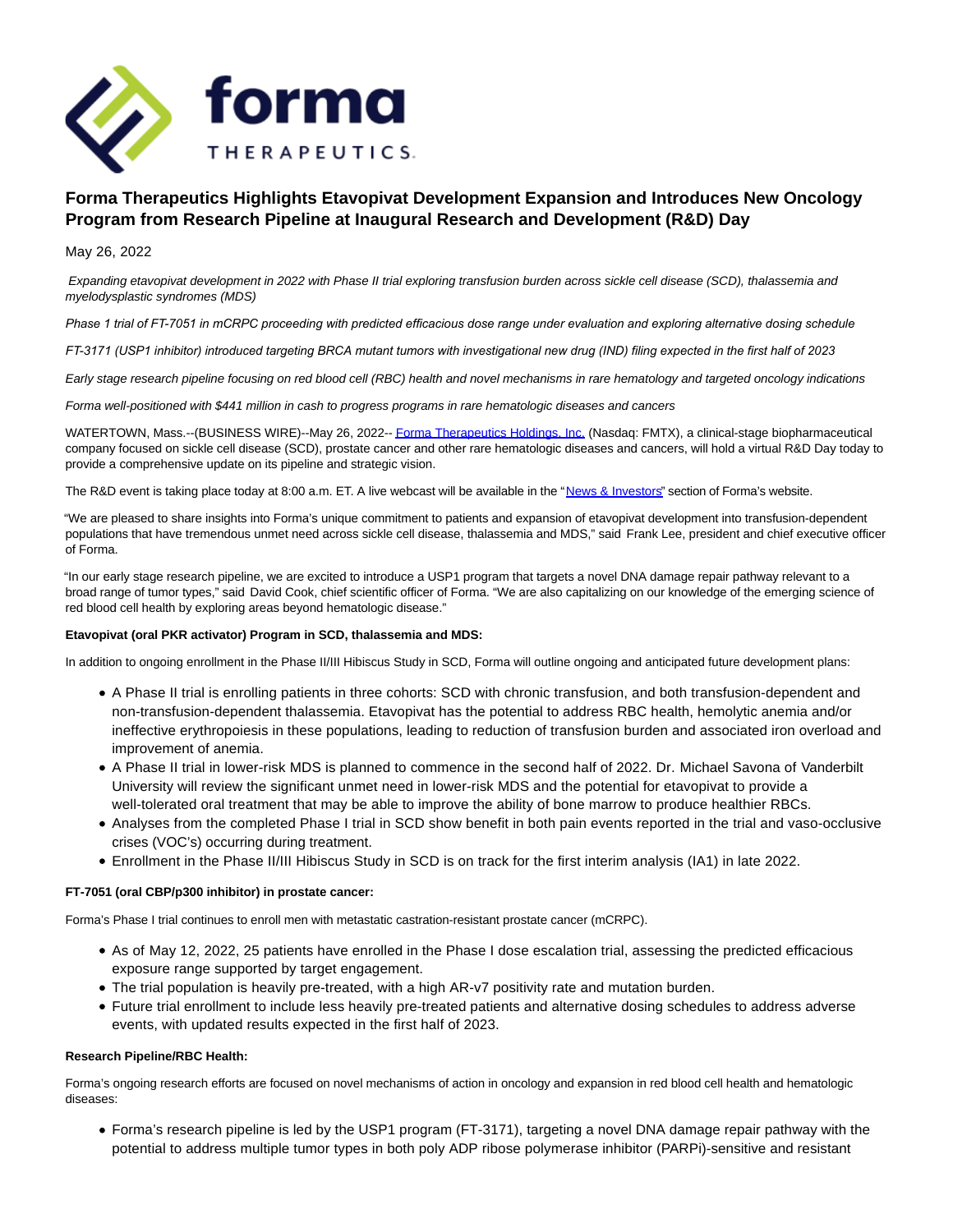# Forma Therapeutics Highlights Etavopivat Development Expansion and Introduces New Oncology Program from Research Pipeline at Inaugural Research and Development (R&D) Day

May 26, 2022

*Expanding etavopivat development in 2022 with Phase II trial exploring transfusion burden across sickle cell disease (SCD), thalassemia and myelodysplastic syndromes (MDS)*

*Phase 1 trial of FT-7051 in mCRPC proceeding with predicted efficacious dose range under evaluation and exploring alternative dosing schedule*

*FT-3171 (USP1 inhibitor) introduced targeting BRCA mutant tumors with investigational new drug (IND) filing expected in the first half of 2023*

*Early stage research pipeline focusing on red blood cell (RBC) health and novel mechanisms in rare hematology and targeted oncology indications*

*Forma well-positioned with $441 million in cash to progress programs in rare hematologic diseases and cancers*

WATERTOWN, Mass.--(BUSINESS WIRE)--May 26, 2022-- Forma Therapeutics Holdings, Inc. (Nasdaq: FMTX), a clinical-stage biopharmaceutical company focused on sickle cell disease (SCD), prostate cancer and other rare hematologic diseases and cancers, will hold a virtual R&D Day today to provide a comprehensive update on its pipeline and strategic vision.

The R&D event is taking place today at 8:00 a.m. ET. A live webcast will be available in the "News & Investors" section of Forma's website.

"We are pleased to share insights into Forma's unique commitment to patients and expansion of etavopivat development into transfusion-dependent populations that have tremendous unmet need across sickle cell disease, thalassemia and MDS," said Frank Lee, president and chief executive officer of Forma.

"In our early stage research pipeline, we are excited to introduce a USP1 program that targets a novel DNA damage repair pathway relevant to a broad range of tumor types," said David Cook, chief scientific officer of Forma. "We are also capitalizing on our knowledge of the emerging science of red blood cell health by exploring areas beyond hematologic disease."

**Etavopivat (oral PKR activator) Program in SCD, thalassemia and MDS:**

In addition to ongoing enrollment in the Phase II/III Hibiscus Study in SCD, Forma will outline ongoing and anticipated future development plans:

- A Phase II trial is enrolling patients in three cohorts: SCD with chronic transfusion, and both transfusion-dependent and non-transfusion-dependent thalassemia. Etavopivat has the potential to address RBC health, hemolytic anemia and/or ineffective erythropoiesis in these populations, leading to reduction of transfusion burden and associated iron overload and improvement of anemia.
- A Phase II trial in lower-risk MDS is planned to commence in the second half of 2022. Dr. Michael Savona of Vanderbilt University will review the significant unmet need in lower-risk MDS and the potential for etavopivat to provide a well-tolerated oral treatment that may be able to improve the ability of bone marrow to produce healthier RBCs.
- Analyses from the completed Phase I trial in SCD show benefit in both pain events reported in the trial and vaso-occlusive crises (VOC's) occurring during treatment.
- Enrollment in the Phase II/III Hibiscus Study in SCD is on track for the first interim analysis (IA1) in late 2022.

**FT-7051 (oral CBP/p300 inhibitor) in prostate cancer:**

Forma's Phase I trial continues to enroll men with metastatic castration-resistant prostate cancer (mCRPC).

- As of May 12, 2022, 25 patients have enrolled in the Phase I dose escalation trial, assessing the predicted efficacious exposure range supported by target engagement.
- The trial population is heavily pre-treated, with a high AR-v7 positivity rate and mutation burden.
- Future trial enrollment to include less heavily pre-treated patients and alternative dosing schedules to address adverse events, with updated results expected in the first half of 2023.

**Research Pipeline/RBC Health:**

Forma's ongoing research efforts are focused on novel mechanisms of action in oncology and expansion in red blood cell health and hematologic diseases:

- Forma's research pipeline is led by the USP1 program (FT-3171), targeting a novel DNA damage repair pathway with the potential to address multiple tumor types in both poly ADP ribose polymerase inhibitor (PARPi)-sensitive and resistant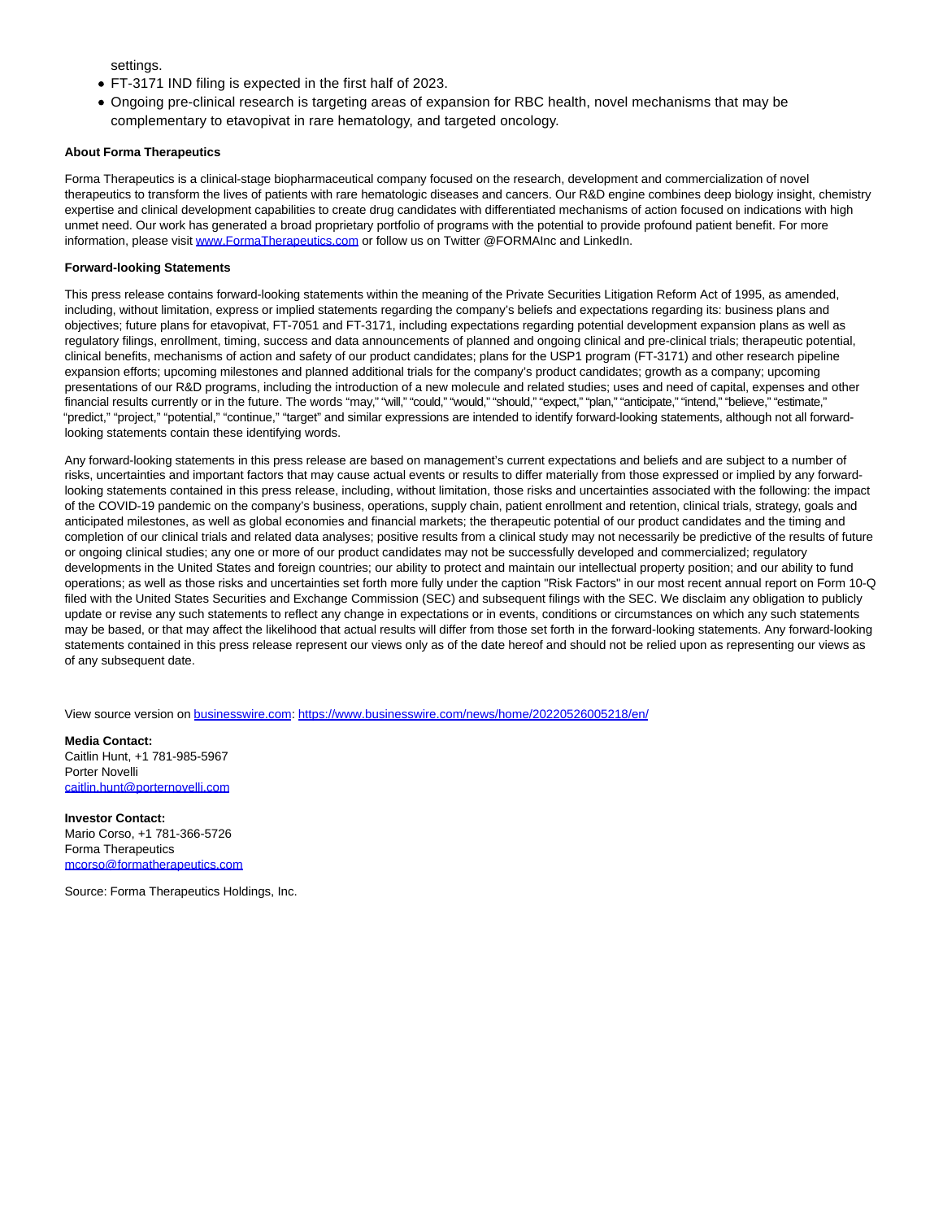settings.

- FT-3171 IND filing is expected in the first half of 2023.
- Ongoing pre-clinical research is targeting areas of expansion for RBC health, novel mechanisms that may be complementary to etavopivat in rare hematology, and targeted oncology.

**About Forma Therapeutics**

Forma Therapeutics is a clinical-stage biopharmaceutical company focused on the research, development and commercialization of novel therapeutics to transform the lives of patients with rare hematologic diseases and cancers. Our R&D engine combines deep biology insight, chemistry expertise and clinical development capabilities to create drug candidates with differentiated mechanisms of action focused on indications with high unmet need. Our work has generated a broad proprietary portfolio of programs with the potential to provide profound patient benefit. For more information, please visit www.FormaTherapeutics.com or follow us on Twitter @FORMAInc and LinkedIn.

**Forward-looking Statements**

This press release contains forward-looking statements within the meaning of the Private Securities Litigation Reform Act of 1995, as amended, including, without limitation, express or implied statements regarding the company's beliefs and expectations regarding its: business plans and objectives; future plans for etavopivat, FT-7051 and FT-3171, including expectations regarding potential development expansion plans as well as regulatory filings, enrollment, timing, success and data announcements of planned and ongoing clinical and pre-clinical trials; therapeutic potential, clinical benefits, mechanisms of action and safety of our product candidates; plans for the USP1 program (FT-3171) and other research pipeline expansion efforts; upcoming milestones and planned additional trials for the company's product candidates; growth as a company; upcoming presentations of our R&D programs, including the introduction of a new molecule and related studies; uses and need of capital, expenses and other financial results currently or in the future. The words "may," "will," "could," "would," "should," "expect," "plan," "anticipate," "intend," "believe," "estimate," "predict," "project," "potential," "continue," "target" and similar expressions are intended to identify forward-looking statements, although not all forward-looking statements contain these identifying words.

Any forward-looking statements in this press release are based on management's current expectations and beliefs and are subject to a number of risks, uncertainties and important factors that may cause actual events or results to differ materially from those expressed or implied by any forward-looking statements contained in this press release, including, without limitation, those risks and uncertainties associated with the following: the impact of the COVID-19 pandemic on the company's business, operations, supply chain, patient enrollment and retention, clinical trials, strategy, goals and anticipated milestones, as well as global economies and financial markets; the therapeutic potential of our product candidates and the timing and completion of our clinical trials and related data analyses; positive results from a clinical study may not necessarily be predictive of the results of future or ongoing clinical studies; any one or more of our product candidates may not be successfully developed and commercialized; regulatory developments in the United States and foreign countries; our ability to protect and maintain our intellectual property position; and our ability to fund operations; as well as those risks and uncertainties set forth more fully under the caption "Risk Factors" in our most recent annual report on Form 10-Q filed with the United States Securities and Exchange Commission (SEC) and subsequent filings with the SEC. We disclaim any obligation to publicly update or revise any such statements to reflect any change in expectations or in events, conditions or circumstances on which any such statements may be based, or that may affect the likelihood that actual results will differ from those set forth in the forward-looking statements. Any forward-looking statements contained in this press release represent our views only as of the date hereof and should not be relied upon as representing our views as of any subsequent date.

View source version on businesswire.com: https://www.businesswire.com/news/home/20220526005218/en/

**Media Contact:**
Caitlin Hunt, +1 781-985-5967
Porter Novelli
caitlin.hunt@porternovelli.com

**Investor Contact:**
Mario Corso, +1 781-366-5726
Forma Therapeutics
mcorso@formatherapeutics.com

Source: Forma Therapeutics Holdings, Inc.